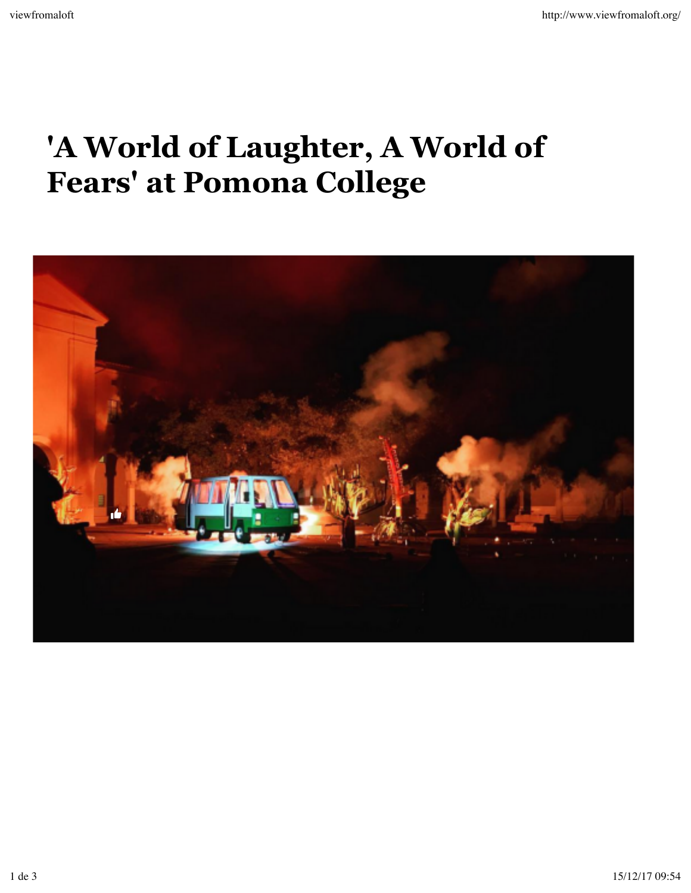# 'A World of Laughter, A World of Fears' at Pomona College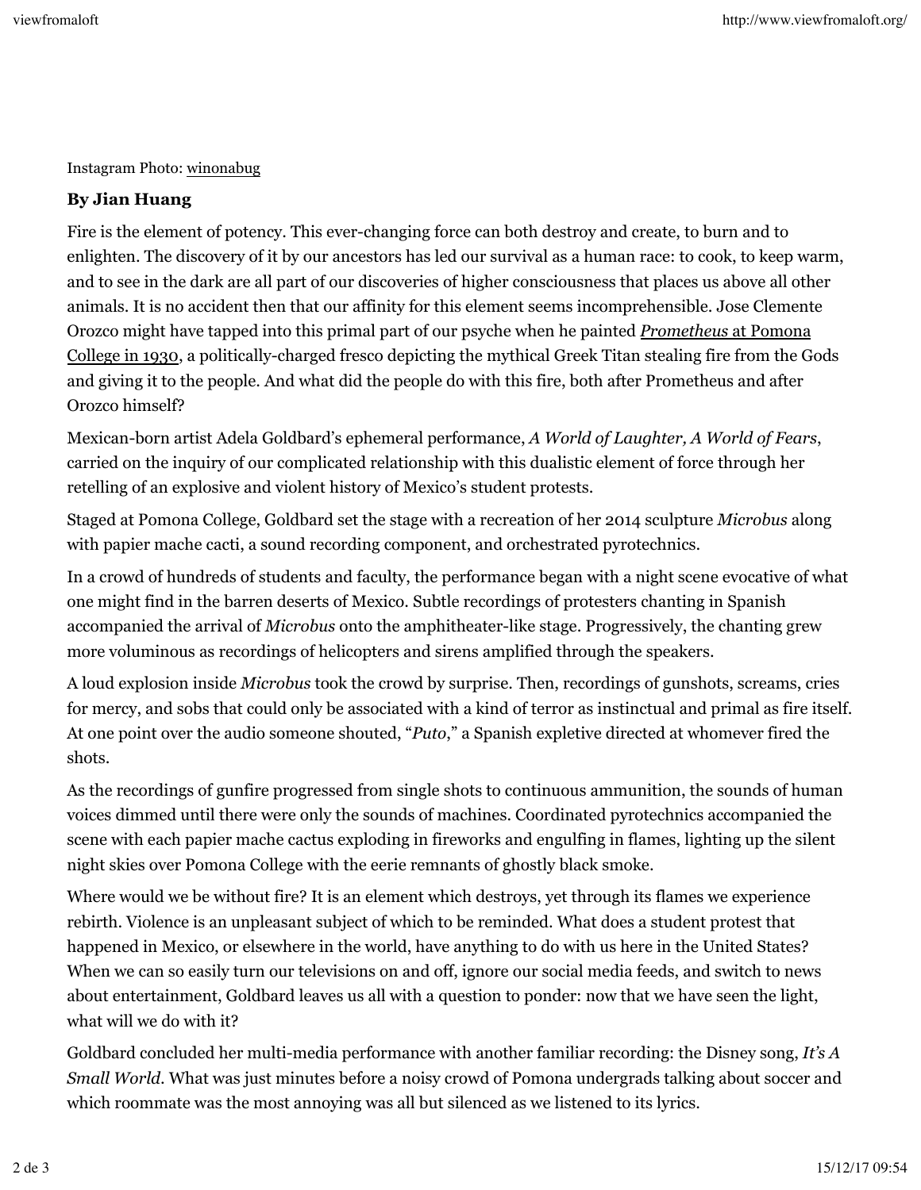Instagram Photo: winonabug

**By Jian Huang**

Fire is the element of potency. This ever-changing force can both destroy and create, to burn and to enlighten. The discovery of it by our ancestors has led our survival as a human race: to cook, to keep warm, and to see in the dark are all part of our discoveries of higher consciousness that places us above all other animals. It is no accident then that our affinity for this element seems incomprehensible. Jose Clemente Orozco might have tapped into this primal part of our psyche when he painted *Prometheus* at Pomona College in 1930, a politically-charged fresco depicting the mythical Greek Titan stealing fire from the Gods and giving it to the people. And what did the people do with this fire, both after Prometheus and after Orozco himself?

Mexican-born artist Adela Goldbard's ephemeral performance, *A World of Laughter, A World of Fears*, carried on the inquiry of our complicated relationship with this dualistic element of force through her retelling of an explosive and violent history of Mexico's student protests.

Staged at Pomona College, Goldbard set the stage with a recreation of her 2014 sculpture *Microbus* along with papier mache cacti, a sound recording component, and orchestrated pyrotechnics.

In a crowd of hundreds of students and faculty, the performance began with a night scene evocative of what one might find in the barren deserts of Mexico. Subtle recordings of protesters chanting in Spanish accompanied the arrival of *Microbus* onto the amphitheater-like stage. Progressively, the chanting grew more voluminous as recordings of helicopters and sirens amplified through the speakers.

A loud explosion inside *Microbus* took the crowd by surprise. Then, recordings of gunshots, screams, cries for mercy, and sobs that could only be associated with a kind of terror as instinctual and primal as fire itself. At one point over the audio someone shouted, "*Puto*," a Spanish expletive directed at whomever fired the shots.

As the recordings of gunfire progressed from single shots to continuous ammunition, the sounds of human voices dimmed until there were only the sounds of machines. Coordinated pyrotechnics accompanied the scene with each papier mache cactus exploding in fireworks and engulfing in flames, lighting up the silent night skies over Pomona College with the eerie remnants of ghostly black smoke.

Where would we be without fire? It is an element which destroys, yet through its flames we experience rebirth. Violence is an unpleasant subject of which to be reminded. What does a student protest that happened in Mexico, or elsewhere in the world, have anything to do with us here in the United States? When we can so easily turn our televisions on and off, ignore our social media feeds, and switch to news about entertainment, Goldbard leaves us all with a question to ponder: now that we have seen the light, what will we do with it?

Goldbard concluded her multi-media performance with another familiar recording: the Disney song, *It's A Small World*. What was just minutes before a noisy crowd of Pomona undergrads talking about soccer and which roommate was the most annoying was all but silenced as we listened to its lyrics.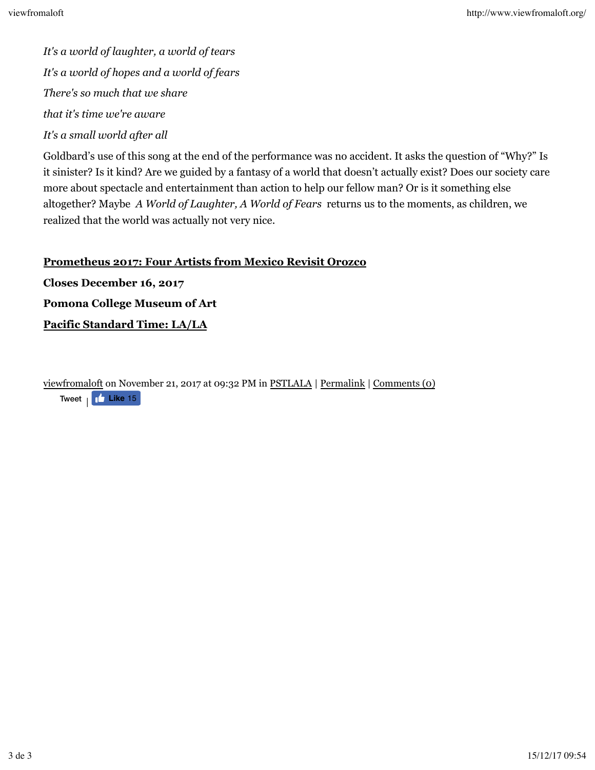*It's a world of laughter, a world of tears*

*It's a world of hopes and a world of fears*

*There's so much that we share*

*that it's time we're aware*

*It's a small world after all*

Goldbard's use of this song at the end of the performance was no accident. It asks the question of "Why?" Is it sinister? Is it kind? Are we guided by a fantasy of a world that doesn't actually exist? Does our society care more about spectacle and entertainment than action to help our fellow man? Or is it something else altogether? Maybe *A World of Laughter, A World of Fears* returns us to the moments, as children, we realized that the world was actually not very nice.

**Prometheus 2017: Four Artists from Mexico Revisit Orozco**

**Closes December 16, 2017**

**Pomona College Museum of Art**

**Pacific Standard Time: LA/LA**

viewfromaloft on November 21, 2017 at 09:32 PM in PSTLALA | Permalink | Comments (0)

Tweet | Like 15